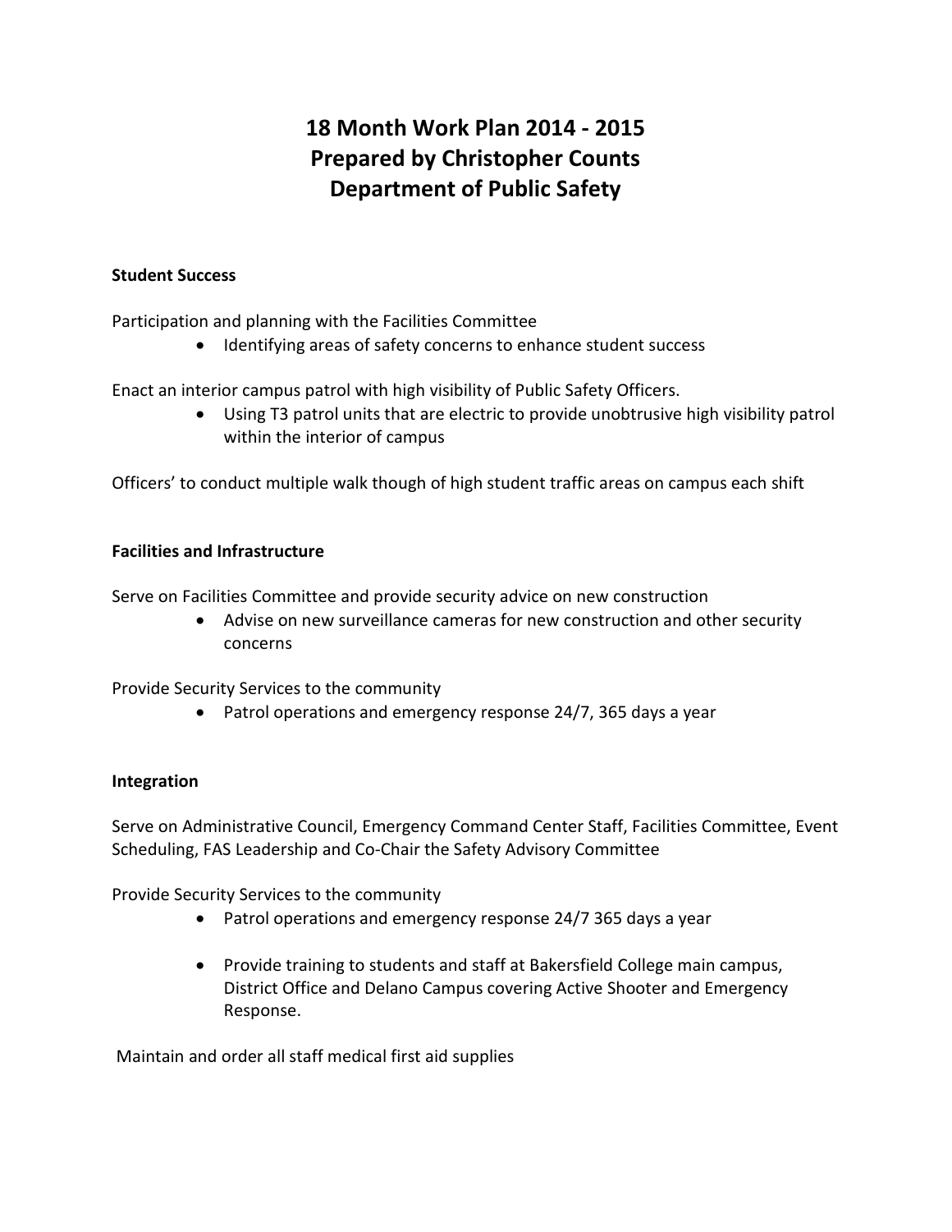# 18 Month Work Plan 2014 - 2015
# Prepared by Christopher Counts
# Department of Public Safety

**Student Success**

Participation and planning with the Facilities Committee

- Identifying areas of safety concerns to enhance student success

Enact an interior campus patrol with high visibility of Public Safety Officers.

- Using T3 patrol units that are electric to provide unobtrusive high visibility patrol within the interior of campus

Officers' to conduct multiple walk though of high student traffic areas on campus each shift

**Facilities and Infrastructure**

Serve on Facilities Committee and provide security advice on new construction

- Advise on new surveillance cameras for new construction and other security concerns

Provide Security Services to the community

- Patrol operations and emergency response 24/7, 365 days a year

**Integration**

Serve on Administrative Council, Emergency Command Center Staff, Facilities Committee, Event Scheduling, FAS Leadership and Co-Chair the Safety Advisory Committee

Provide Security Services to the community

- Patrol operations and emergency response 24/7 365 days a year
- Provide training to students and staff at Bakersfield College main campus, District Office and Delano Campus covering Active Shooter and Emergency Response.

Maintain and order all staff medical first aid supplies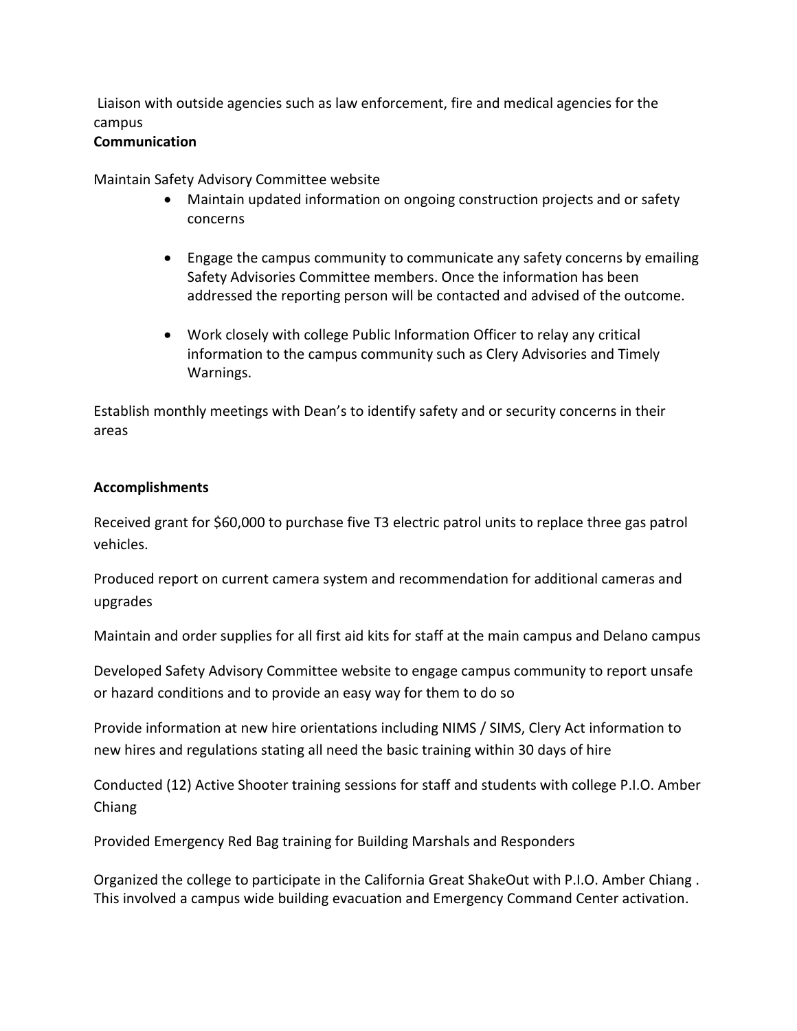Liaison with outside agencies such as law enforcement, fire and medical agencies for the campus

**Communication**

Maintain Safety Advisory Committee website

- Maintain updated information on ongoing construction projects and or safety concerns
- Engage the campus community to communicate any safety concerns by emailing Safety Advisories Committee members. Once the information has been addressed the reporting person will be contacted and advised of the outcome.
- Work closely with college Public Information Officer to relay any critical information to the campus community such as Clery Advisories and Timely Warnings.

Establish monthly meetings with Dean's to identify safety and or security concerns in their areas

**Accomplishments**

Received grant for $60,000 to purchase five T3 electric patrol units to replace three gas patrol vehicles.

Produced report on current camera system and recommendation for additional cameras and upgrades

Maintain and order supplies for all first aid kits for staff at the main campus and Delano campus

Developed Safety Advisory Committee website to engage campus community to report unsafe or hazard conditions and to provide an easy way for them to do so

Provide information at new hire orientations including NIMS / SIMS, Clery Act information to new hires and regulations stating all need the basic training within 30 days of hire

Conducted (12) Active Shooter training sessions for staff and students with college P.I.O. Amber Chiang

Provided Emergency Red Bag training for Building Marshals and Responders

Organized the college to participate in the California Great ShakeOut with P.I.O. Amber Chiang . This involved a campus wide building evacuation and Emergency Command Center activation.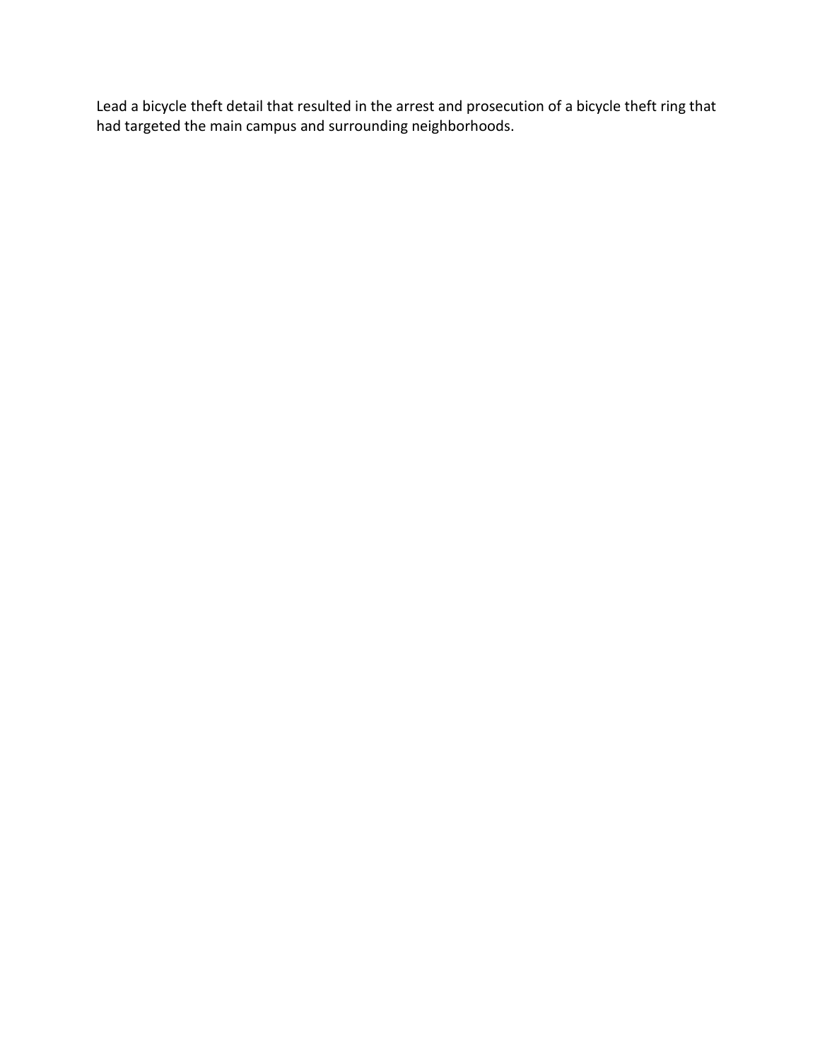Lead a bicycle theft detail that resulted in the arrest and prosecution of a bicycle theft ring that had targeted the main campus and surrounding neighborhoods.